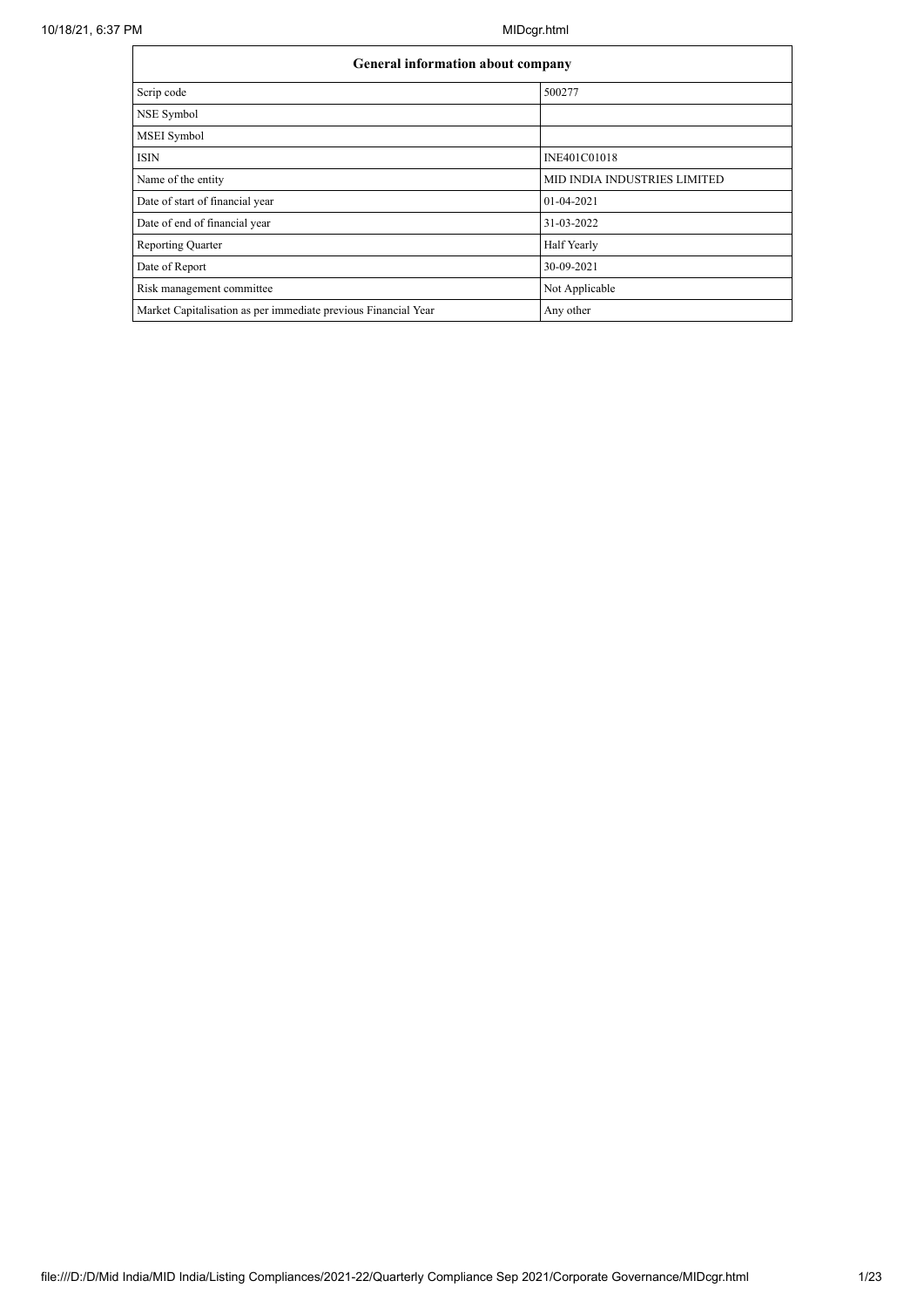| General information about company | |
|---|---|
| Scrip code | 500277 |
| NSE Symbol | |
| MSEI Symbol | |
| ISIN | INE401C01018 |
| Name of the entity | MID INDIA INDUSTRIES LIMITED |
| Date of start of financial year | 01-04-2021 |
| Date of end of financial year | 31-03-2022 |
| Reporting Quarter | Half Yearly |
| Date of Report | 30-09-2021 |
| Risk management committee | Not Applicable |
| Market Capitalisation as per immediate previous Financial Year | Any other |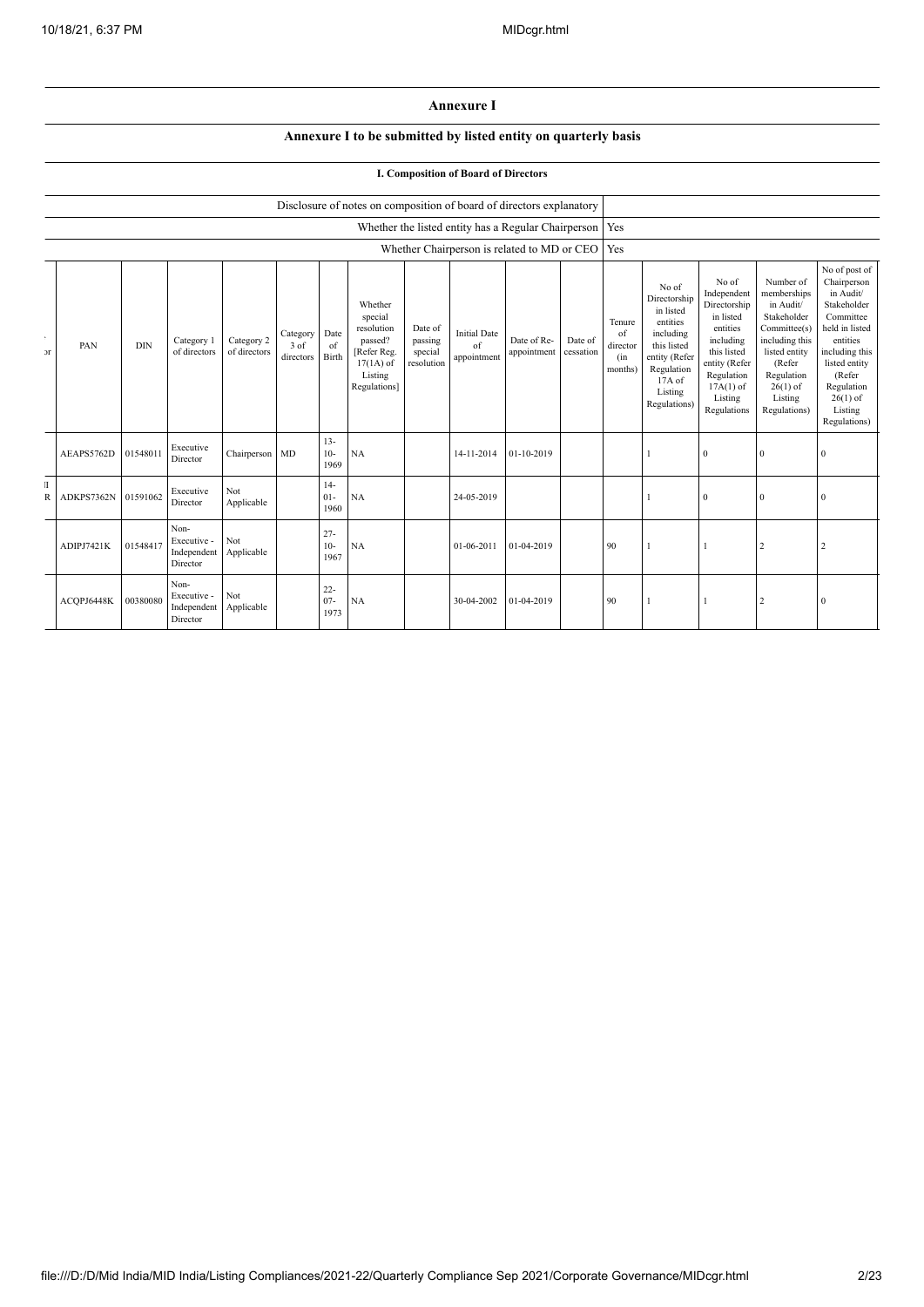# Annexure I

## Annexure I to be submitted by listed entity on quarterly basis

### I. Composition of Board of Directors

| Disclosure of notes on composition of board of directors explanatory | |
|---|---|
| Whether the listed entity has a Regular Chairperson | Yes |
| Whether Chairperson is related to MD or CEO | Yes |

| PAN | DIN | Category 1 of directors | Category 2 of directors | Category 3 of directors | Date of Birth | Whether special resolution passed? [Refer Reg. 17(1A) of Listing Regulations] | Date of passing special resolution | Initial Date of appointment | Date of Re-appointment | Date of cessation | Tenure of director (in months) | No of Directorship in listed entities including this listed entity (Refer Regulation 17A of Listing Regulations) | No of Independent Directorship in listed entities including this listed entity (Refer Regulation 17A(1) of Listing Regulations | Number of memberships in Audit/ Stakeholder Committee(s) including this listed entity (Refer Regulation 26(1) of Listing Regulations) | No of post of Chairperson in Audit/ Stakeholder Committee held in listed entities including this listed entity (Refer Regulation 26(1) of Listing Regulations) |
|---|---|---|---|---|---|---|---|---|---|---|---|---|---|---|---|
| AEAPS5762D | 01548011 | Executive Director | Chairperson | MD | 13-10-1969 | NA | | 14-11-2014 | 01-10-2019 | | | 1 | 0 | 0 | 0 |
| ADKPS7362N | 01591062 | Executive Director | Not Applicable | | 14-01-1960 | NA | | 24-05-2019 | | | | 1 | 0 | 0 | 0 |
| ADIPJ7421K | 01548417 | Non-Executive - Independent Director | Not Applicable | | 27-10-1967 | NA | | 01-06-2011 | 01-04-2019 | | 90 | 1 | 1 | 2 | 2 |
| ACQPJ6448K | 00380080 | Non-Executive - Independent Director | Not Applicable | | 22-07-1973 | NA | | 30-04-2002 | 01-04-2019 | | 90 | 1 | 1 | 2 | 0 |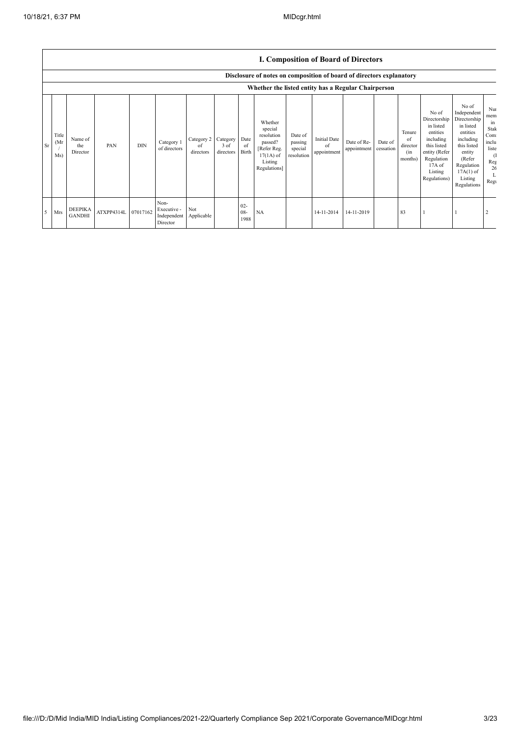## I. Composition of Board of Directors

### Disclosure of notes on composition of board of directors explanatory

### Whether the listed entity has a Regular Chairperson

| Sr | Title (Mr / Ms) | Name of the Director | PAN | DIN | Category 1 of directors | Category 2 of directors | Category 3 of directors | Date of Birth | Whether special resolution passed? [Refer Reg. 17(1A) of Listing Regulations] | Date of passing special resolution | Initial Date of appointment | Date of Re-appointment | Date of cessation | Tenure of director (in months) | No of Directorship in listed entities including this listed entity (Refer Regulation 17A of Listing Regulations) | No of Independent Directorship in listed entities including this listed entity (Refer Regulation 17A(1) of Listing Regulations | Nur mem in Stak Com inclu liste (I Reg 26 L Regu |
|---|---|---|---|---|---|---|---|---|---|---|---|---|---|---|---|---|---|
| 5 | Mrs | DEEPIKA GANDHI | ATXPP4314L | 07017162 | Non-Executive - Independent Director | Not Applicable | | 02-08-1988 | NA | | 14-11-2014 | 14-11-2019 | | 83 | 1 | 1 | 2 |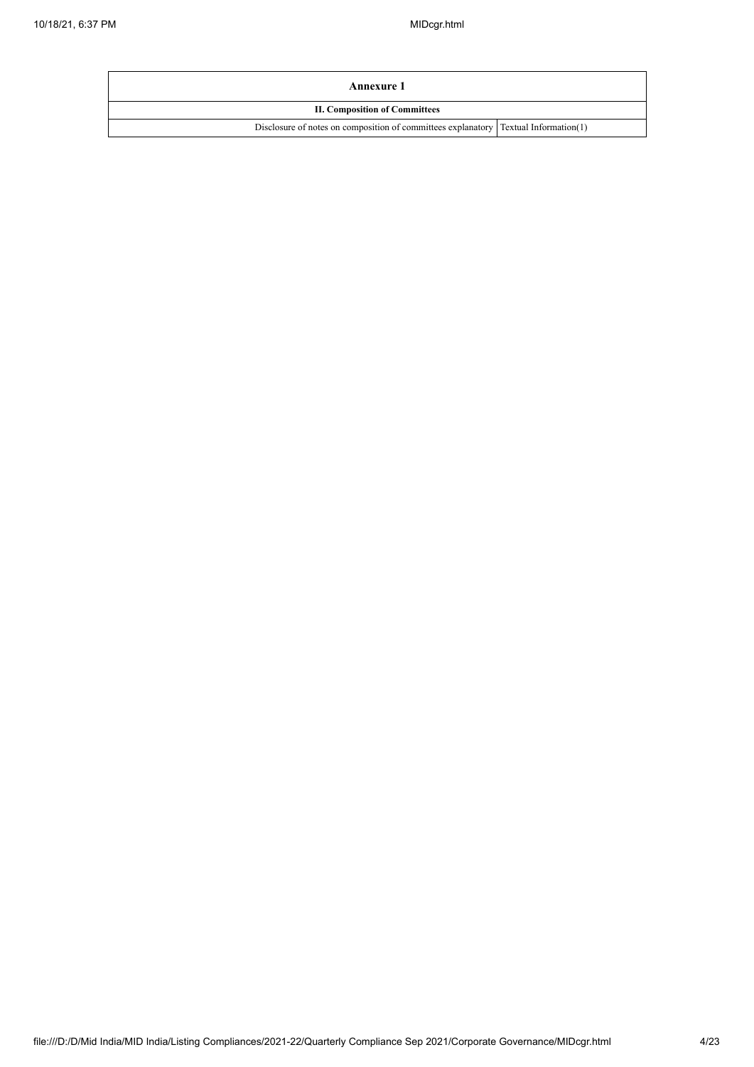| Annexure 1 | |
|---|---|
| **II. Composition of Committees** | |
| Disclosure of notes on composition of committees explanatory | Textual Information(1) |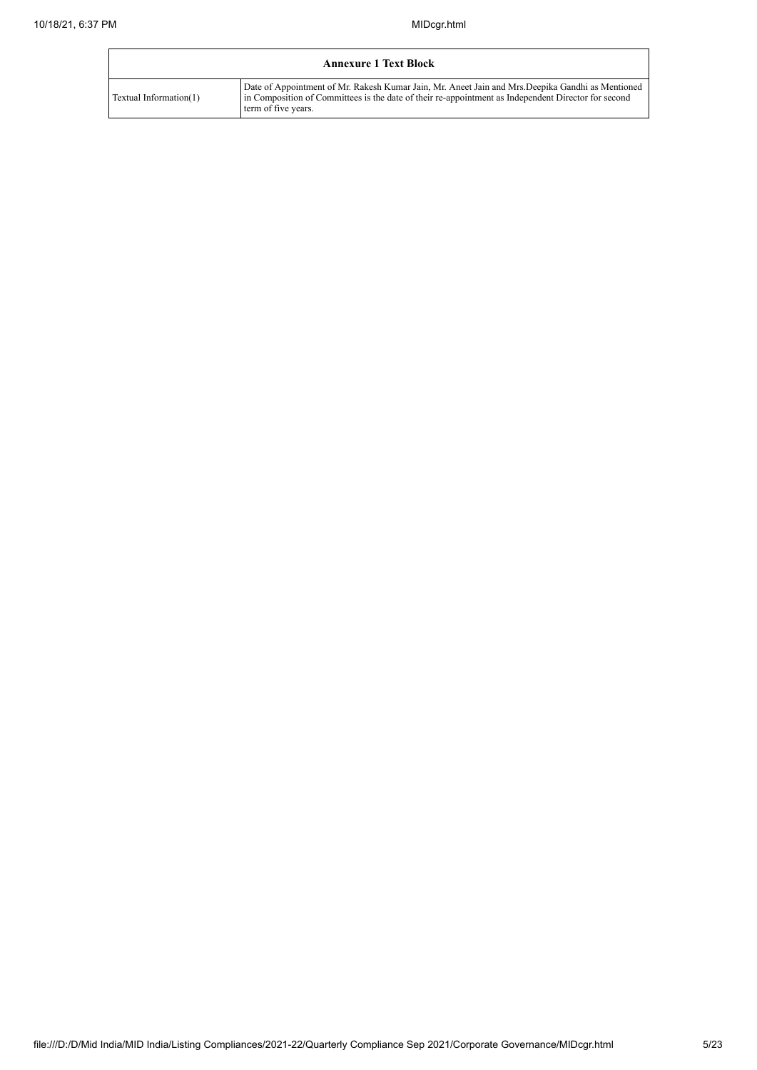| Annexure 1 Text Block | |
| --- | --- |
| Textual Information(1) | Date of Appointment of Mr. Rakesh Kumar Jain, Mr. Aneet Jain and Mrs.Deepika Gandhi as Mentioned in Composition of Committees is the date of their re-appointment as Independent Director for second term of five years. |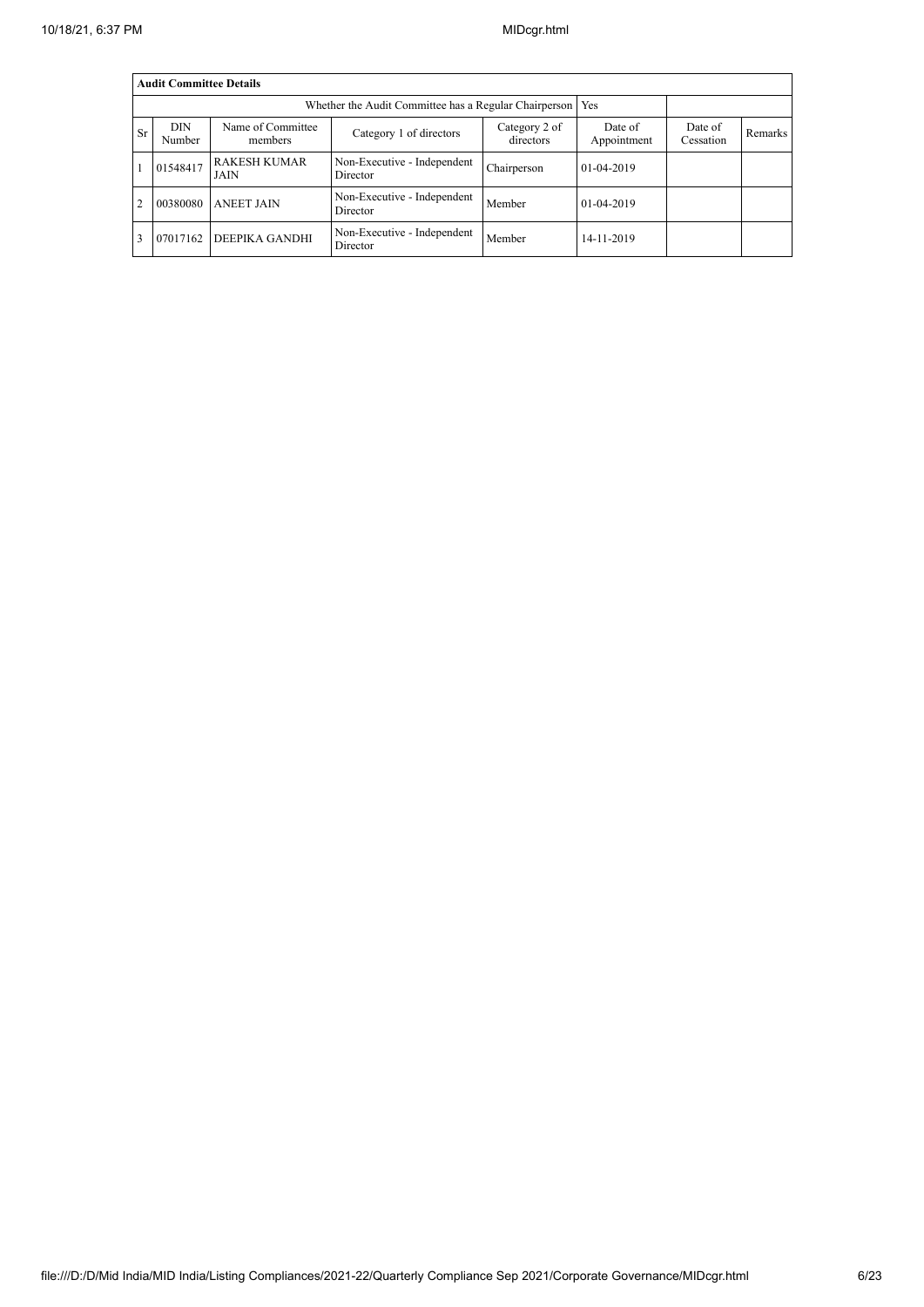| Audit Committee Details | | | | | | | |
|---|---|---|---|---|---|---|---|
| Whether the Audit Committee has a Regular Chairperson | | | | | Yes | | |
| Sr | DIN Number | Name of Committee members | Category 1 of directors | Category 2 of directors | Date of Appointment | Date of Cessation | Remarks |
| 1 | 01548417 | RAKESH KUMAR JAIN | Non-Executive - Independent Director | Chairperson | 01-04-2019 | | |
| 2 | 00380080 | ANEET JAIN | Non-Executive - Independent Director | Member | 01-04-2019 | | |
| 3 | 07017162 | DEEPIKA GANDHI | Non-Executive - Independent Director | Member | 14-11-2019 | | |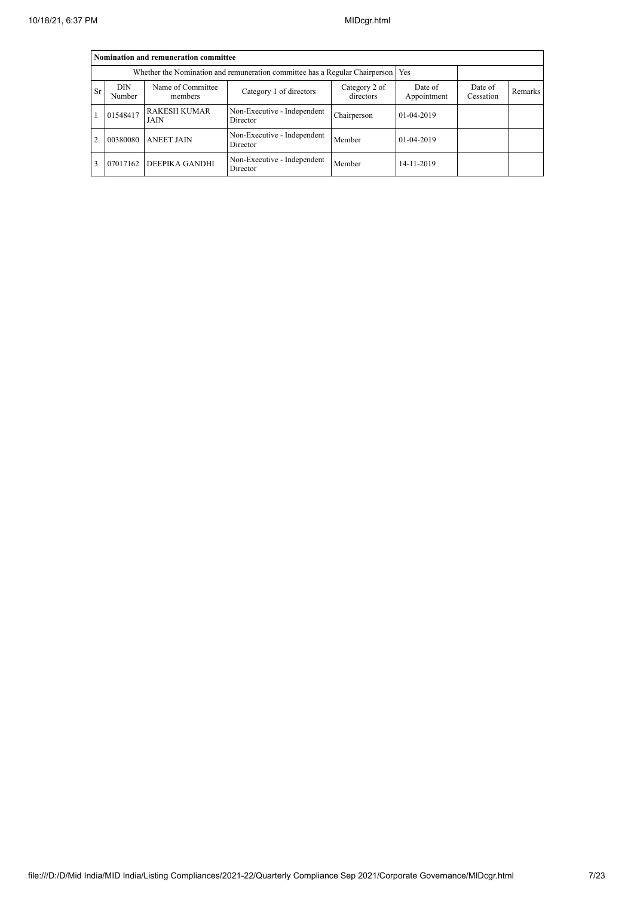| Nomination and remuneration committee | | | | | | | |
|---|---|---|---|---|---|---|---|
| Whether the Nomination and remuneration committee has a Regular Chairperson | | | | | Yes | | |
| Sr | DIN Number | Name of Committee members | Category 1 of directors | Category 2 of directors | Date of Appointment | Date of Cessation | Remarks |
| 1 | 01548417 | RAKESH KUMAR JAIN | Non-Executive - Independent Director | Chairperson | 01-04-2019 | | |
| 2 | 00380080 | ANEET JAIN | Non-Executive - Independent Director | Member | 01-04-2019 | | |
| 3 | 07017162 | DEEPIKA GANDHI | Non-Executive - Independent Director | Member | 14-11-2019 | | |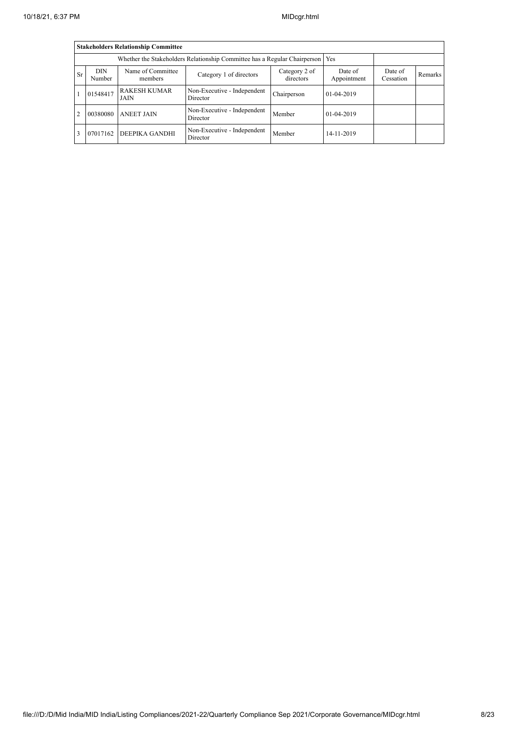| **Stakeholders Relationship Committee** | | | | | | | |
|---|---|---|---|---|---|---|---|
| Whether the Stakeholders Relationship Committee has a Regular Chairperson | | | | | Yes | | |
| Sr | DIN Number | Name of Committee members | Category 1 of directors | Category 2 of directors | Date of Appointment | Date of Cessation | Remarks |
| 1 | 01548417 | RAKESH KUMAR JAIN | Non-Executive - Independent Director | Chairperson | 01-04-2019 | | |
| 2 | 00380080 | ANEET JAIN | Non-Executive - Independent Director | Member | 01-04-2019 | | |
| 3 | 07017162 | DEEPIKA GANDHI | Non-Executive - Independent Director | Member | 14-11-2019 | | |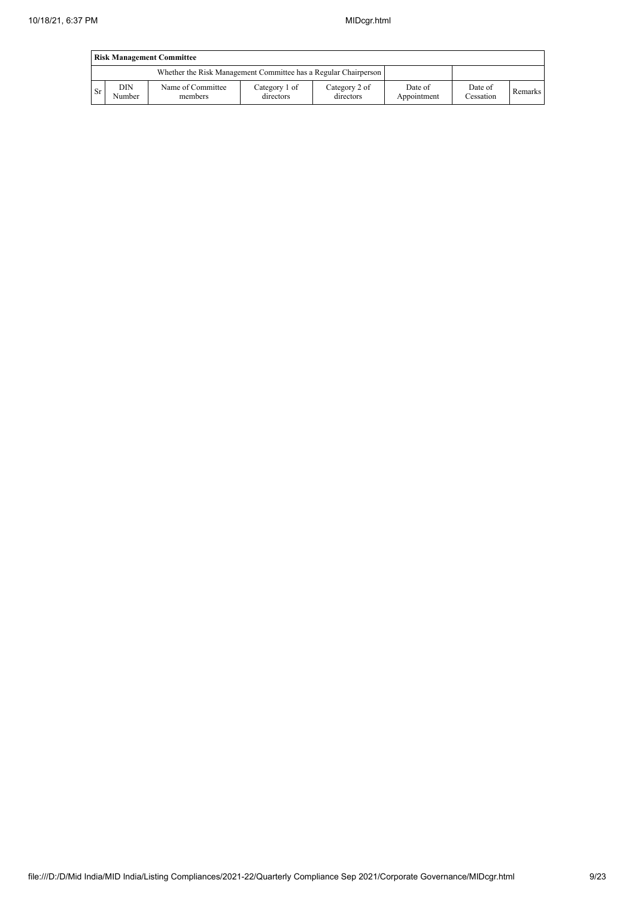| Risk Management Committee | | | | | | | |
|---|---|---|---|---|---|---|---|
| Whether the Risk Management Committee has a Regular Chairperson | | | | | | | |
| Sr | DIN Number | Name of Committee members | Category 1 of directors | Category 2 of directors | Date of Appointment | Date of Cessation | Remarks |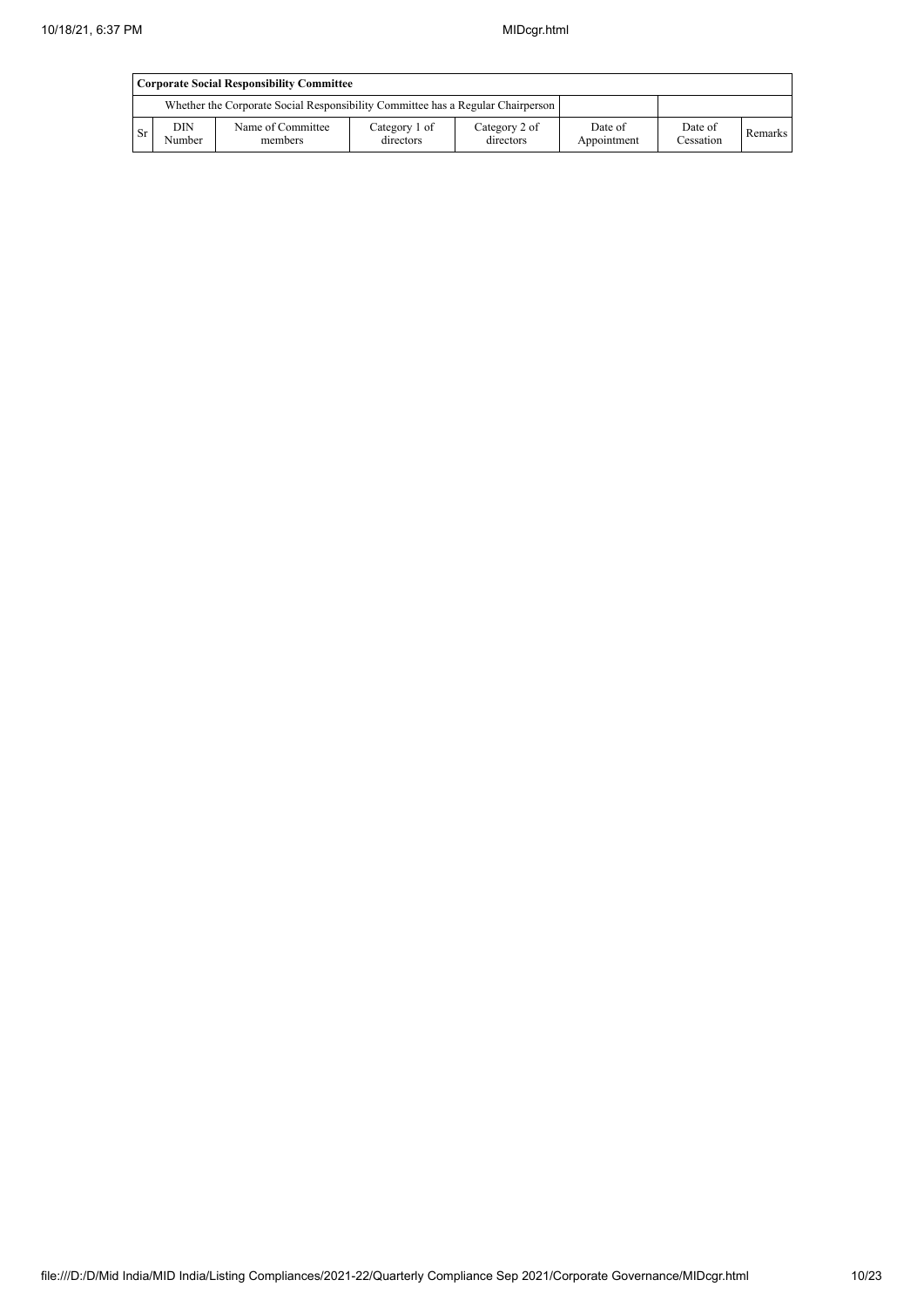| Corporate Social Responsibility Committee | | | | | | | |
|---|---|---|---|---|---|---|---|
| Whether the Corporate Social Responsibility Committee has a Regular Chairperson | | | | | | | |
| Sr | DIN Number | Name of Committee members | Category 1 of directors | Category 2 of directors | Date of Appointment | Date of Cessation | Remarks |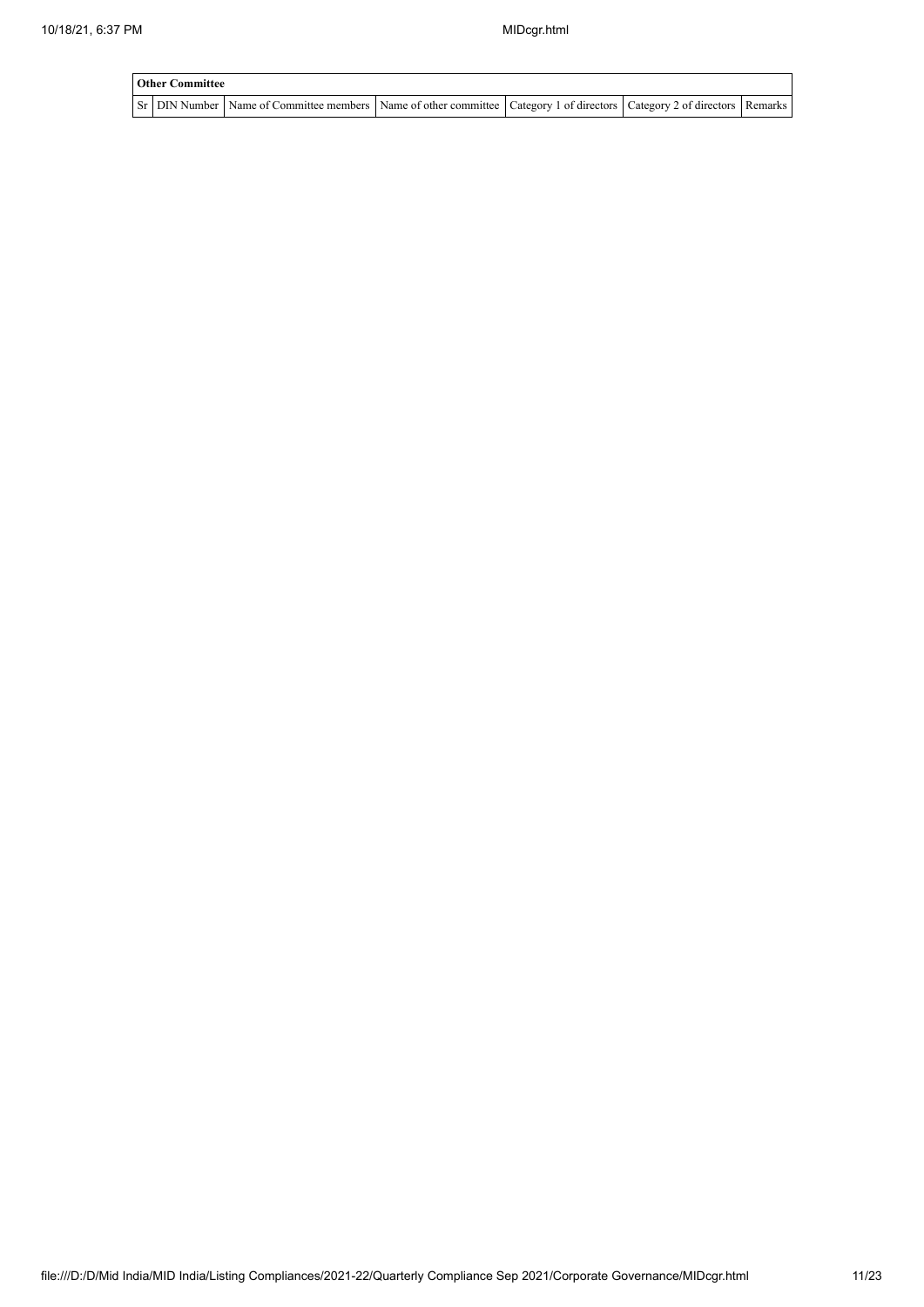| Other Committee | | | | | | |
|---|---|---|---|---|---|---|
| Sr | DIN Number | Name of Committee members | Name of other committee | Category 1 of directors | Category 2 of directors | Remarks |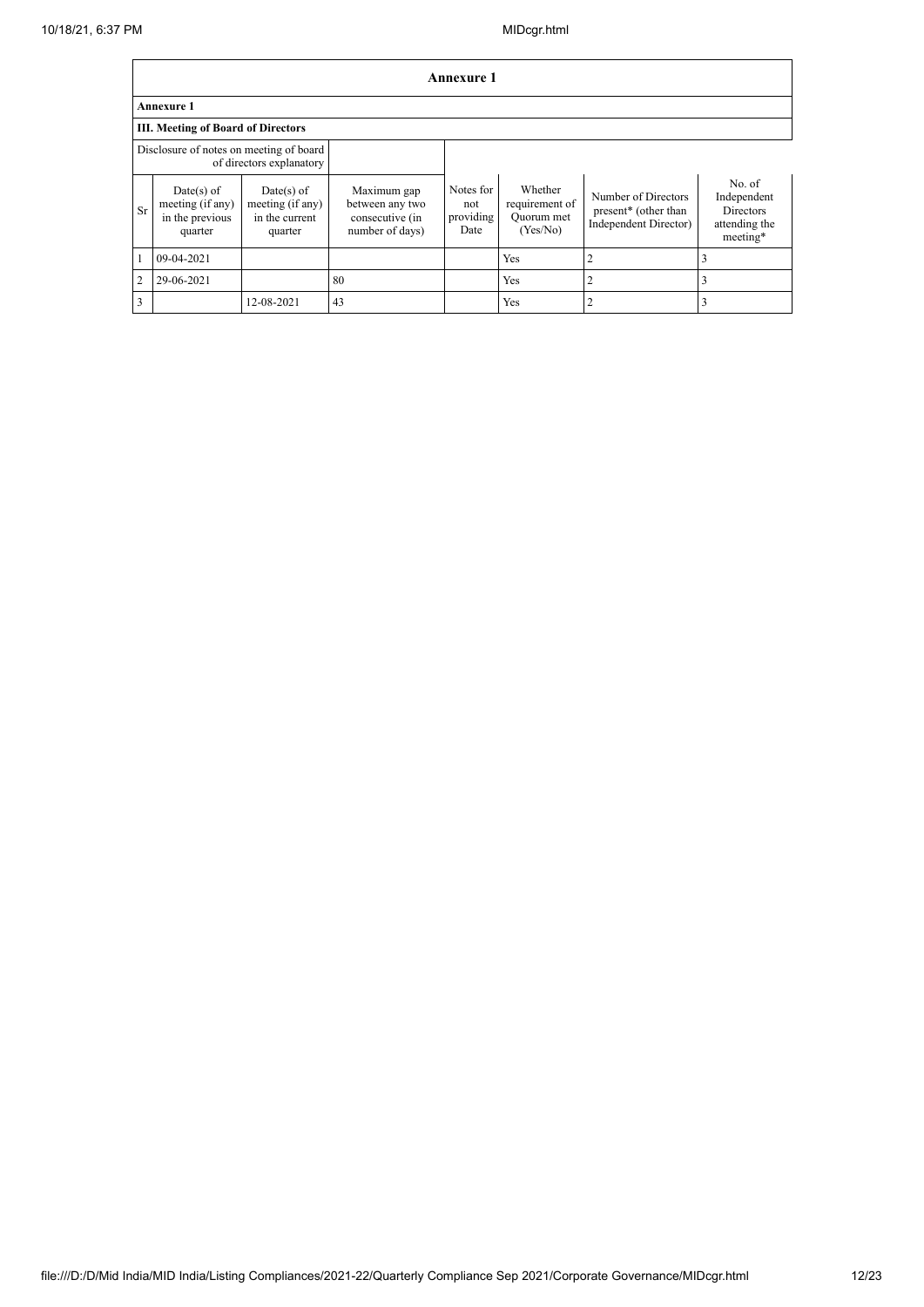| Annexure 1 | | | | | | | |
|---|---|---|---|---|---|---|---|
| **Annexure 1** | | | | | | | |
| **III. Meeting of Board of Directors** | | | | | | | |
| Disclosure of notes on meeting of board of directors explanatory | | | | | | | |
| Sr | Date(s) of meeting (if any) in the previous quarter | Date(s) of meeting (if any) in the current quarter | Maximum gap between any two consecutive (in number of days) | Notes for not providing Date | Whether requirement of Quorum met (Yes/No) | Number of Directors present* (other than Independent Director) | No. of Independent Directors attending the meeting* |
| 1 | 09-04-2021 | | | | Yes | 2 | 3 |
| 2 | 29-06-2021 | | 80 | | Yes | 2 | 3 |
| 3 | | 12-08-2021 | 43 | | Yes | 2 | 3 |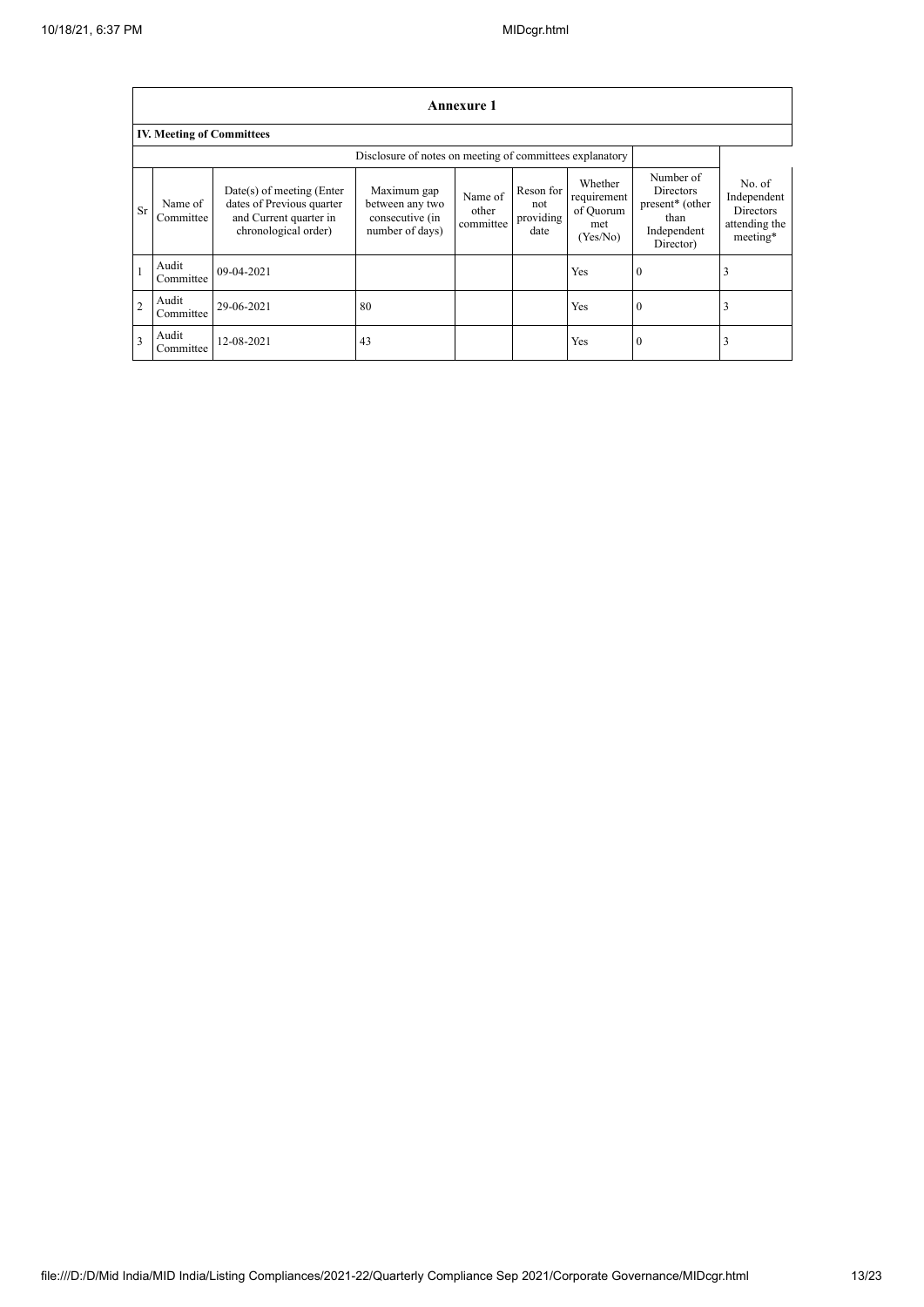## Annexure 1

### IV. Meeting of Committees

| | | | Disclosure of notes on meeting of committees explanatory | | | | | |
|---|---|---|---|---|---|---|---|---|
| Sr | Name of Committee | Date(s) of meeting (Enter dates of Previous quarter and Current quarter in chronological order) | Maximum gap between any two consecutive (in number of days) | Name of other committee | Reson for not providing date | Whether requirement of Quorum met (Yes/No) | Number of Directors present* (other than Independent Director) | No. of Independent Directors attending the meeting* |
| 1 | Audit Committee | 09-04-2021 | | | | Yes | 0 | 3 |
| 2 | Audit Committee | 29-06-2021 | 80 | | | Yes | 0 | 3 |
| 3 | Audit Committee | 12-08-2021 | 43 | | | Yes | 0 | 3 |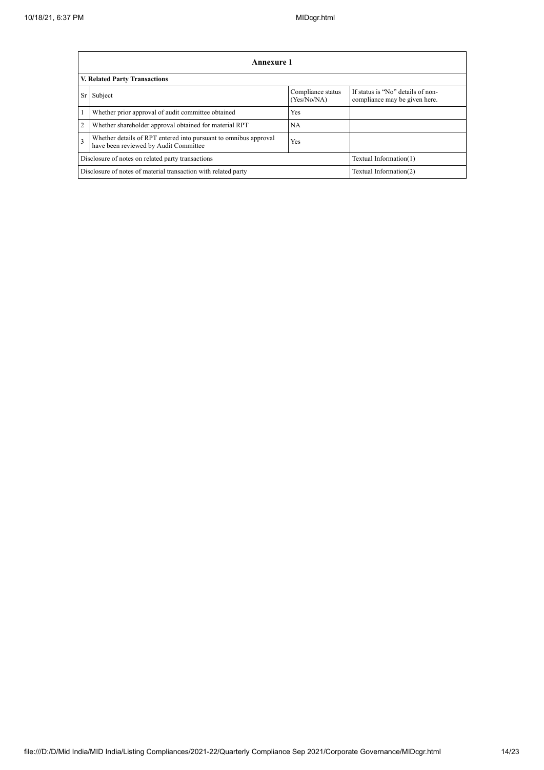| Annexure 1 | | | |
|---|---|---|---|
| **V. Related Party Transactions** | | | |
| Sr | Subject | Compliance status (Yes/No/NA) | If status is "No" details of non-compliance may be given here. |
| 1 | Whether prior approval of audit committee obtained | Yes | |
| 2 | Whether shareholder approval obtained for material RPT | NA | |
| 3 | Whether details of RPT entered into pursuant to omnibus approval have been reviewed by Audit Committee | Yes | |
| Disclosure of notes on related party transactions | | | Textual Information(1) |
| Disclosure of notes of material transaction with related party | | | Textual Information(2) |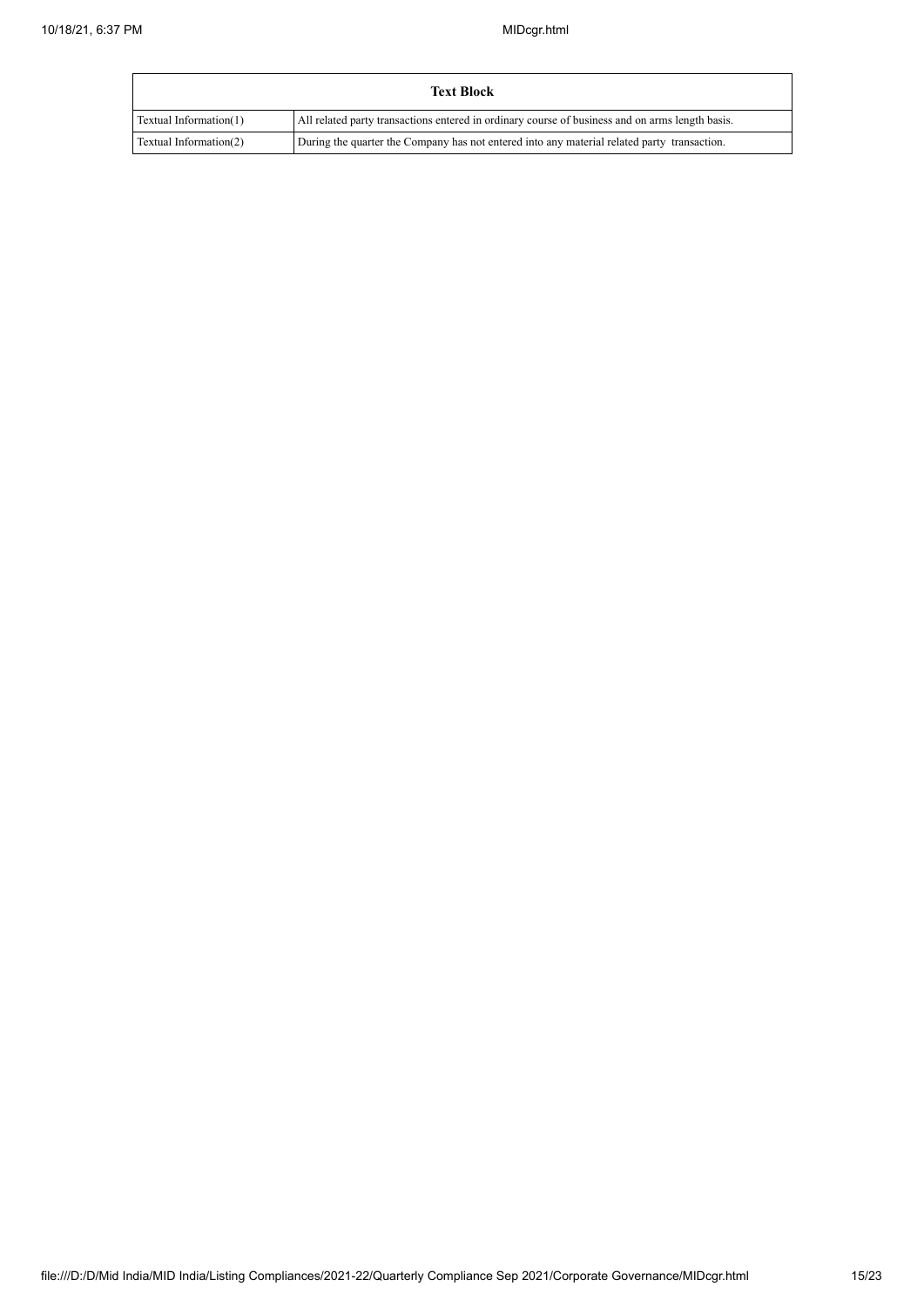| Text Block | |
|---|---|
| Textual Information(1) | All related party transactions entered in ordinary course of business and on arms length basis. |
| Textual Information(2) | During the quarter the Company has not entered into any material related party transaction. |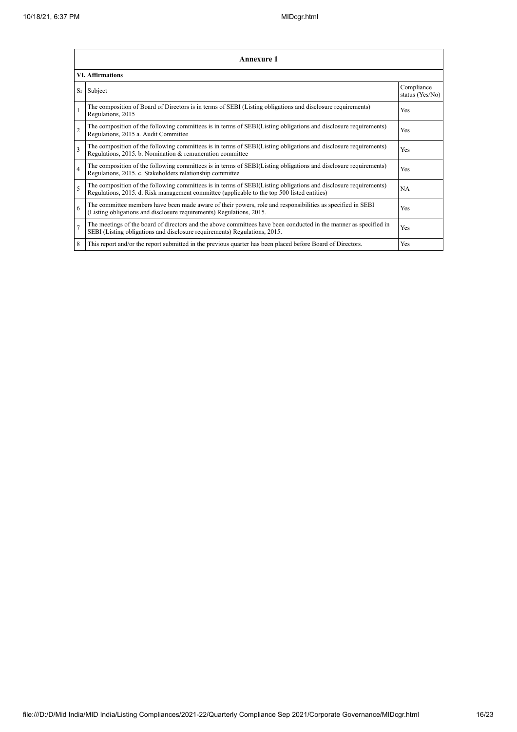| Annexure 1 | | |
|---|---|---|
| **VI. Affirmations** | | |
| Sr | Subject | Compliance status (Yes/No) |
| 1 | The composition of Board of Directors is in terms of SEBI (Listing obligations and disclosure requirements) Regulations, 2015 | Yes |
| 2 | The composition of the following committees is in terms of SEBI(Listing obligations and disclosure requirements) Regulations, 2015 a. Audit Committee | Yes |
| 3 | The composition of the following committees is in terms of SEBI(Listing obligations and disclosure requirements) Regulations, 2015. b. Nomination & remuneration committee | Yes |
| 4 | The composition of the following committees is in terms of SEBI(Listing obligations and disclosure requirements) Regulations, 2015. c. Stakeholders relationship committee | Yes |
| 5 | The composition of the following committees is in terms of SEBI(Listing obligations and disclosure requirements) Regulations, 2015. d. Risk management committee (applicable to the top 500 listed entities) | NA |
| 6 | The committee members have been made aware of their powers, role and responsibilities as specified in SEBI (Listing obligations and disclosure requirements) Regulations, 2015. | Yes |
| 7 | The meetings of the board of directors and the above committees have been conducted in the manner as specified in SEBI (Listing obligations and disclosure requirements) Regulations, 2015. | Yes |
| 8 | This report and/or the report submitted in the previous quarter has been placed before Board of Directors. | Yes |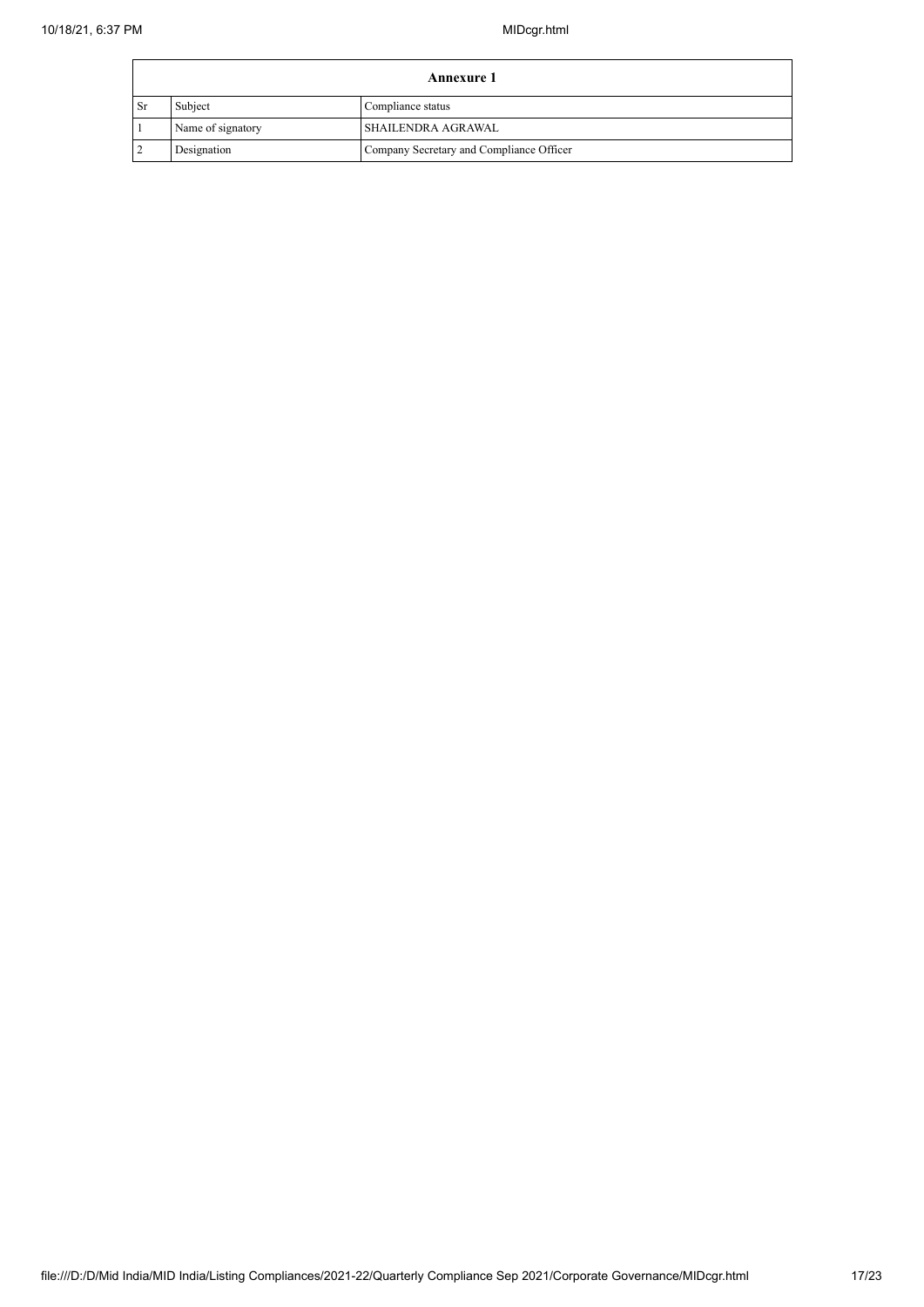| Annexure 1 | | |
|---|---|---|
| Sr | Subject | Compliance status |
| 1 | Name of signatory | SHAILENDRA AGRAWAL |
| 2 | Designation | Company Secretary and Compliance Officer |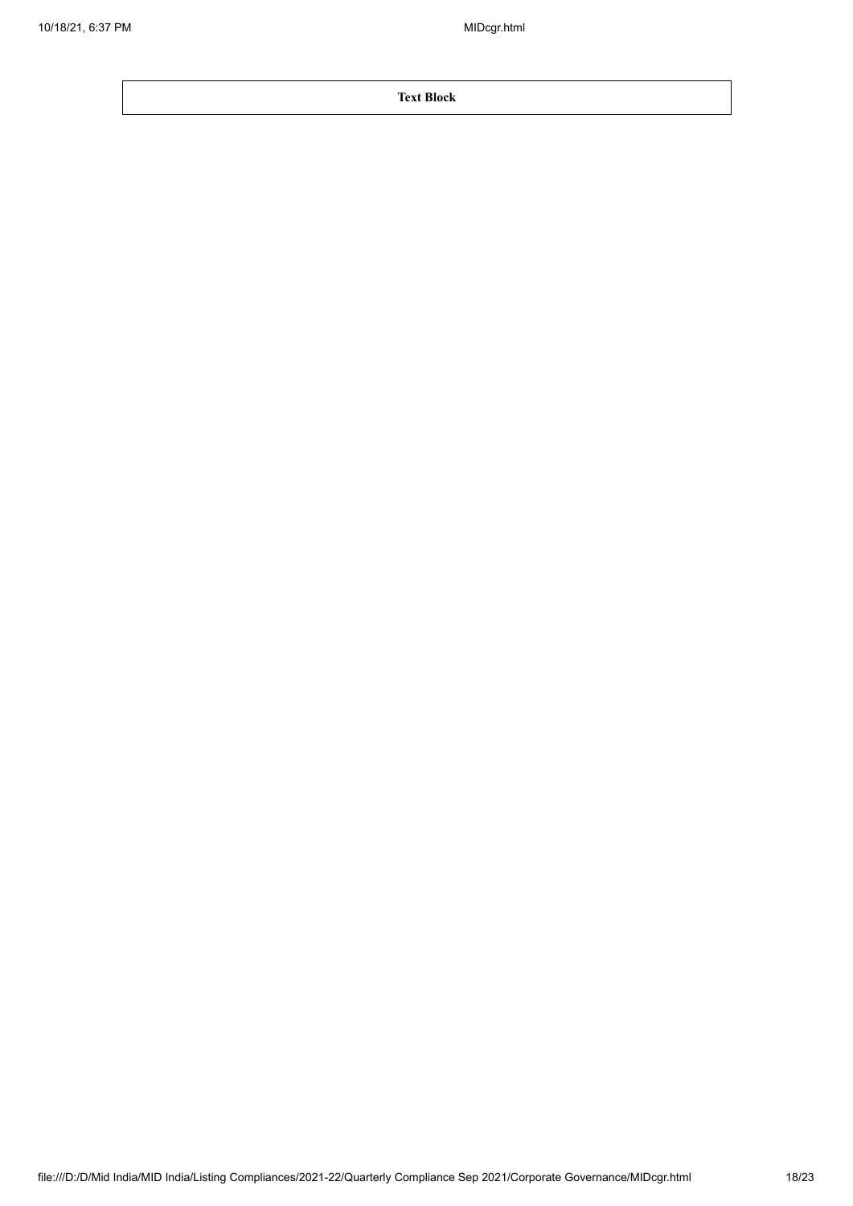| **Text Block** |
| --- |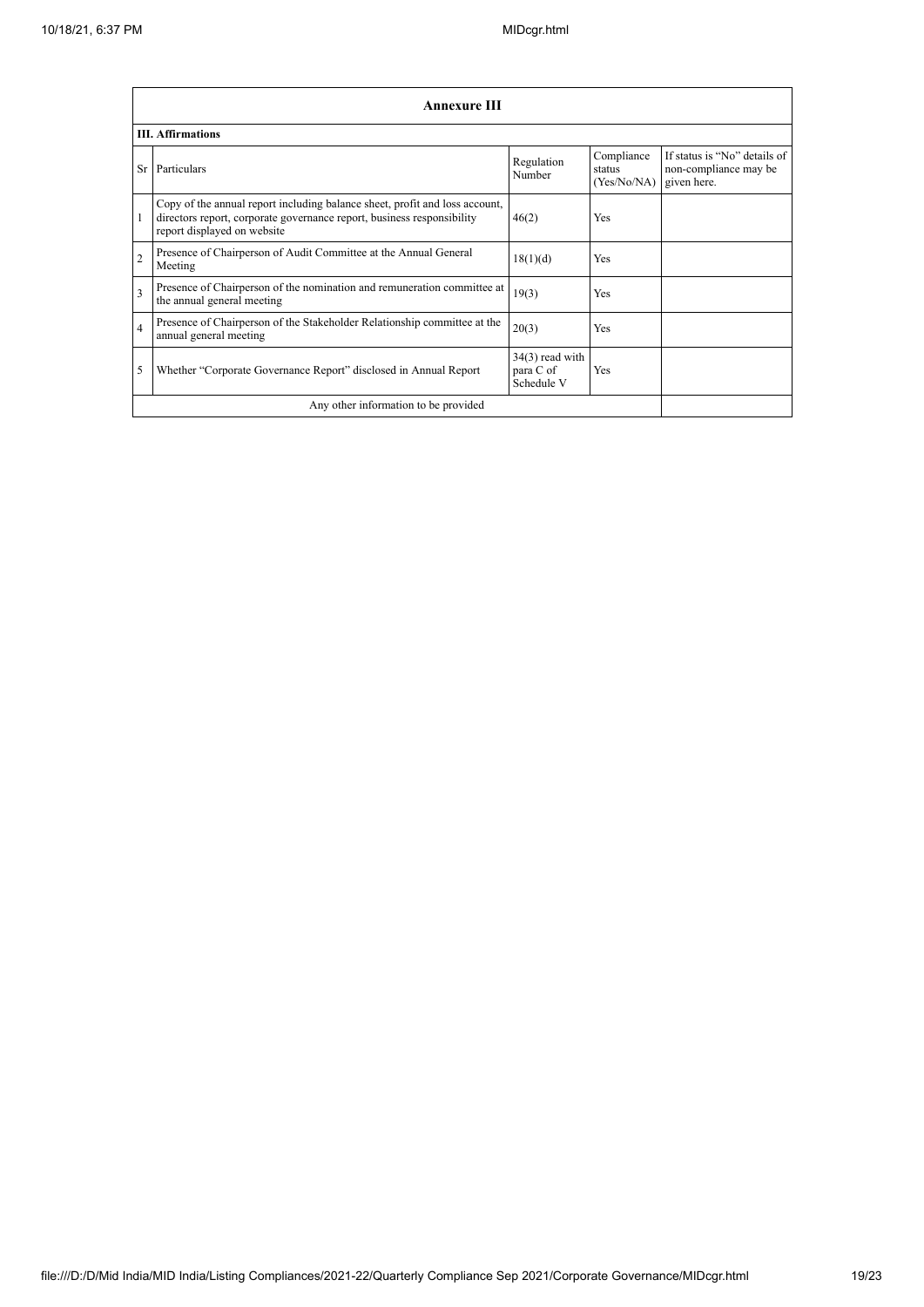| Annexure III | | | | |
|---|---|---|---|---|
| **III. Affirmations** | | | | |
| Sr | Particulars | Regulation Number | Compliance status (Yes/No/NA) | If status is "No" details of non-compliance may be given here. |
| 1 | Copy of the annual report including balance sheet, profit and loss account, directors report, corporate governance report, business responsibility report displayed on website | 46(2) | Yes | |
| 2 | Presence of Chairperson of Audit Committee at the Annual General Meeting | 18(1)(d) | Yes | |
| 3 | Presence of Chairperson of the nomination and remuneration committee at the annual general meeting | 19(3) | Yes | |
| 4 | Presence of Chairperson of the Stakeholder Relationship committee at the annual general meeting | 20(3) | Yes | |
| 5 | Whether "Corporate Governance Report" disclosed in Annual Report | 34(3) read with para C of Schedule V | Yes | |
| | Any other information to be provided | | | |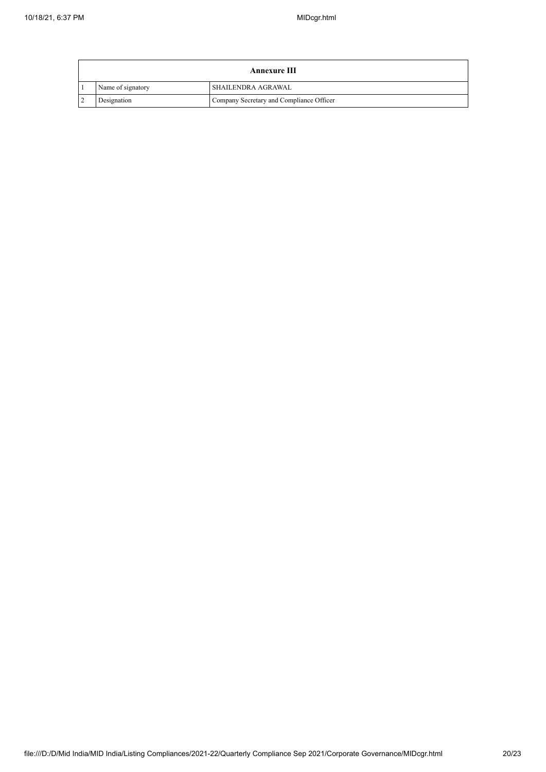| Annexure III | | |
|---|---|---|
| 1 | Name of signatory | SHAILENDRA AGRAWAL |
| 2 | Designation | Company Secretary and Compliance Officer |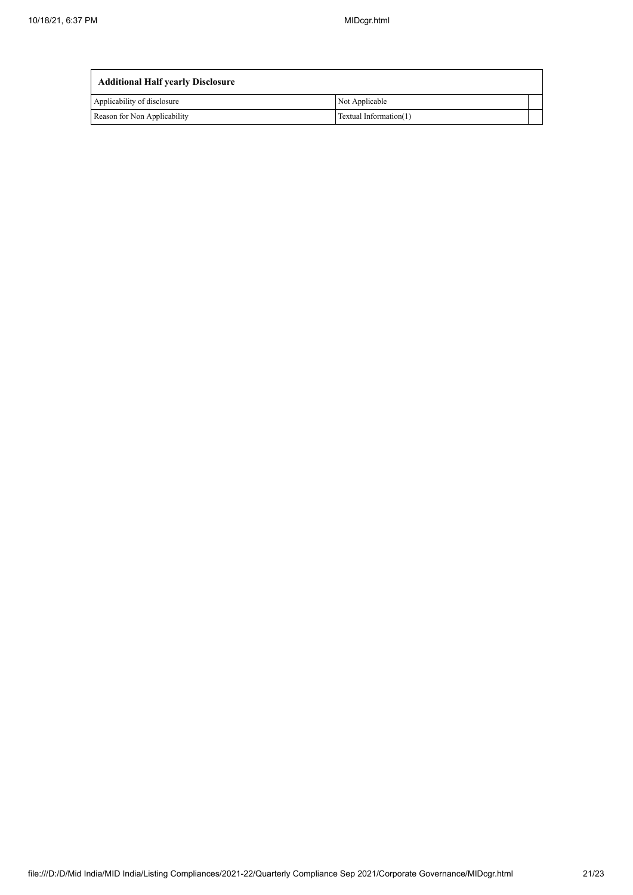| Additional Half yearly Disclosure | | |
|---|---|---|
| Applicability of disclosure | Not Applicable | |
| Reason for Non Applicability | Textual Information(1) | |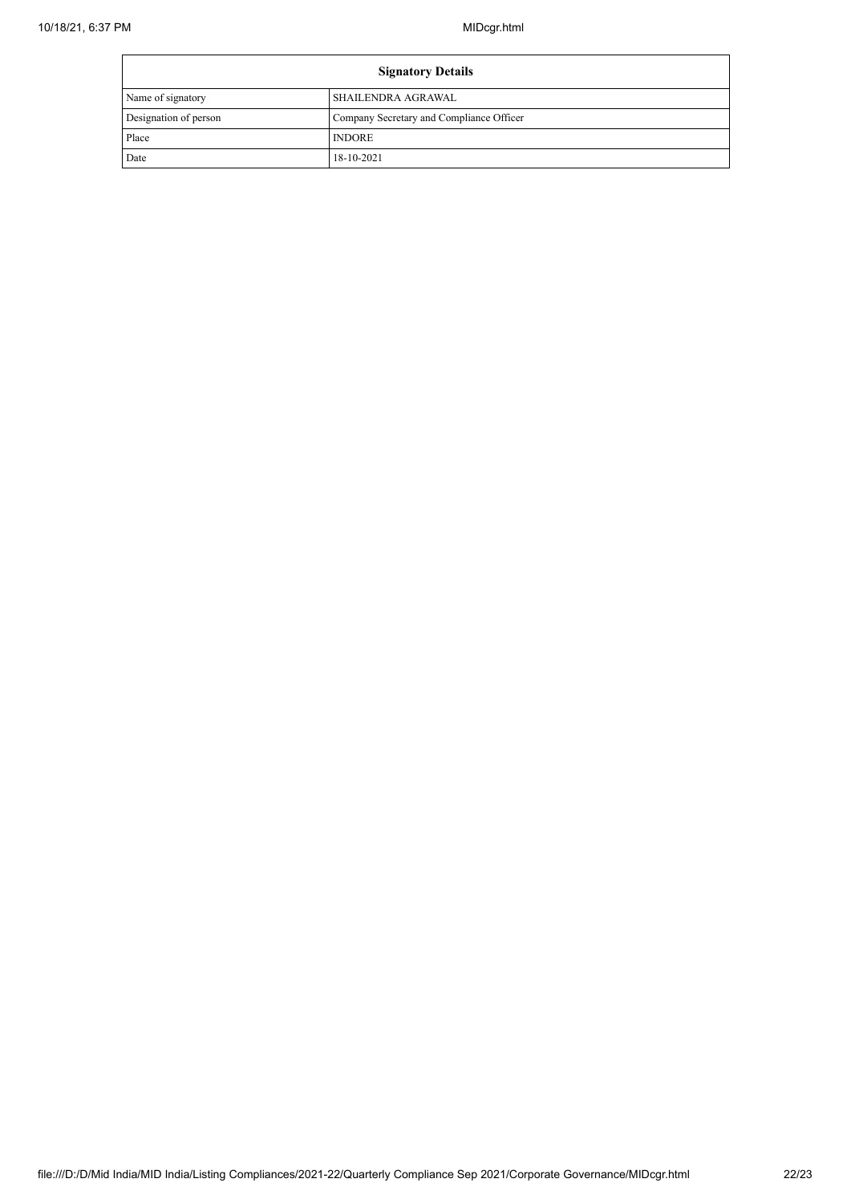| Signatory Details | |
|---|---|
| Name of signatory | SHAILENDRA AGRAWAL |
| Designation of person | Company Secretary and Compliance Officer |
| Place | INDORE |
| Date | 18-10-2021 |